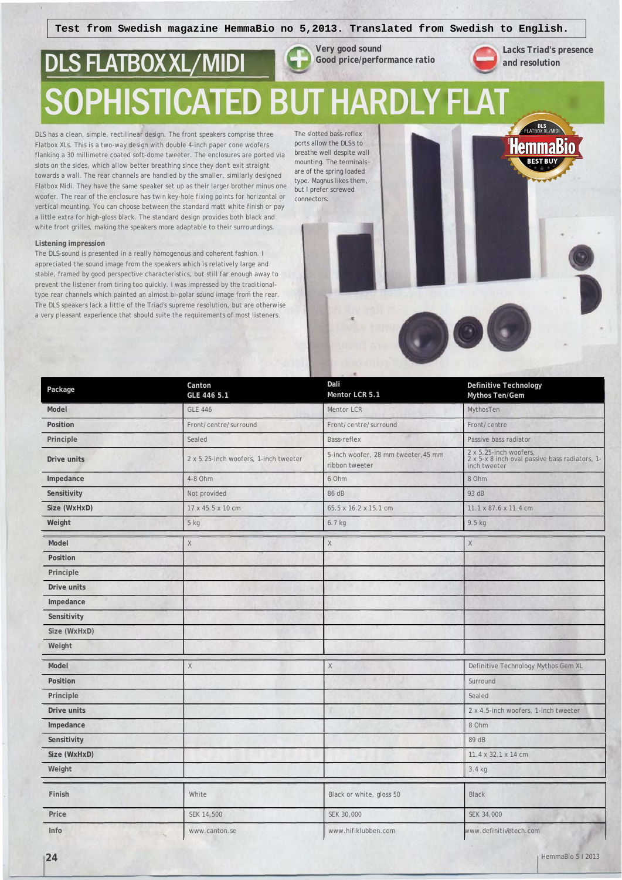**Test from Swedish magazine HemmaBio no 5,2013. Translated from Swedish to English.**

# DLS FLATBOX XL/MIDI

**+ Very good sound**
**Good price/performance ratio**

**− Lacks Triad's presence and resolution**

# SOPHISTICATED BUT HARDLY FLAT

DLS has a clean, simple, rectilinear design. The front speakers comprise three Flatbox XLs. This is a two-way design with double 4-inch paper cone woofers flanking a 30 millimetre coated soft-dome tweeter. The enclosures are ported via slots on the sides, which allow better breathing since they don't exit straight towards a wall. The rear channels are handled by the smaller, similarly designed Flatbox Midi. They have the same speaker set up as their larger brother minus one woofer. The rear of the enclosure has twin key-hole fixing points for horizontal or vertical mounting. You can choose between the standard matt white finish or pay a little extra for high-gloss black. The standard design provides both black and white front grilles, making the speakers more adaptable to their surroundings.

### Listening impression

The DLS-sound is presented in a really homogenous and coherent fashion. I appreciated the sound image from the speakers which is relatively large and stable, framed by good perspective characteristics, but still far enough away to prevent the listener from tiring too quickly. I was impressed by the traditional-type rear channels which painted an almost bi-polar sound image from the rear. The DLS speakers lack a little of the Triad's supreme resolution, but are otherwise a very pleasant experience that should suite the requirements of most listeners.

The slotted bass-reflex ports allow the DLS's to breathe well despite wall mounting. The terminals are of the spring loaded type. Magnus likes them, but I prefer screwed connectors.

DLS FLATBOX XL/MIDI HemmaBio BEST BUY

| Package | Canton GLE 446 5.1 | Dali Mentor LCR 5.1 | Definitive Technology Mythos Ten/Gem |
|---|---|---|---|
| Model | GLE 446 | Mentor LCR | MythosTen |
| Position | Front/centre/surround | Front/centre/surround | Front/centre |
| Principle | Sealed | Bass-reflex | Passive bass radiator |
| Drive units | 2 x 5.25-inch woofers, 1-inch tweeter | 5-inch woofer, 28 mm tweeter, 45 mm ribbon tweeter | 2 x 5.25-inch woofers, 2 x 5-x 8 inch oval passive bass radiators, 1-inch tweeter |
| Impedance | 4-8 Ohm | 6 Ohm | 8 Ohm |
| Sensitivity | Not provided | 86 dB | 93 dB |
| Size (WxHxD) | 17 x 45.5 x 10 cm | 65.5 x 16.2 x 15.1 cm | 11.1 x 87.6 x 11.4 cm |
| Weight | 5 kg | 6.7 kg | 9.5 kg |
| Model | X | X | X |
| Position | | | |
| Principle | | | |
| Drive units | | | |
| Impedance | | | |
| Sensitivity | | | |
| Size (WxHxD) | | | |
| Weight | | | |
| Model | X | X | Definitive Technology Mythos Gem XL |
| Position | | | Surround |
| Principle | | | Sealed |
| Drive units | | | 2 x 4.5-inch woofers, 1-inch tweeter |
| Impedance | | | 8 Ohm |
| Sensitivity | | | 89 dB |
| Size (WxHxD) | | | 11.4 x 32.1 x 14 cm |
| Weight | | | 3.4 kg |
| Finish | White | Black or white, gloss 50 | Black |
| Price | SEK 14,500 | SEK 30,000 | SEK 34,000 |
| Info | www.canton.se | www.hifiklubben.com | www.definitivetech.com |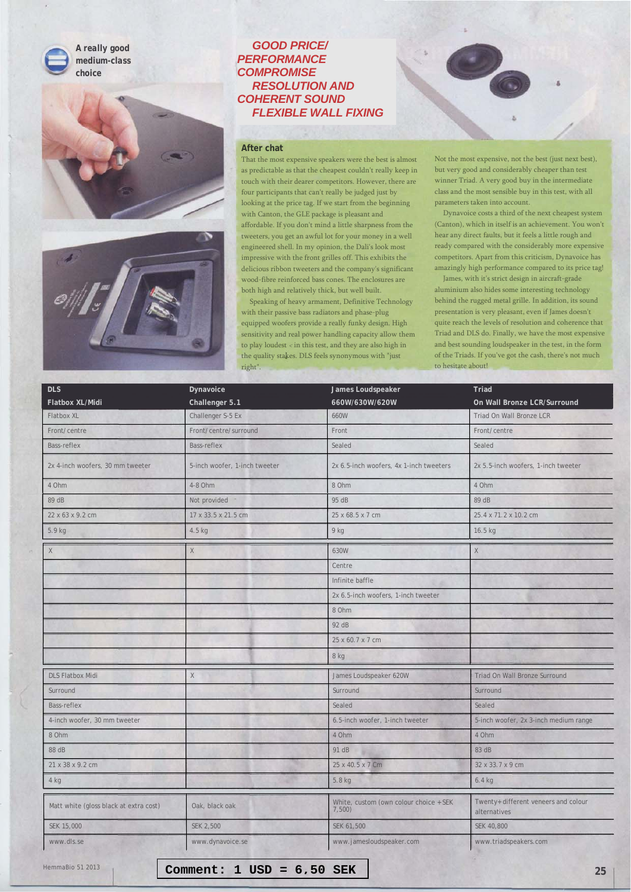A really good medium-class choice

*GOOD PRICE/ PERFORMANCE COMPROMISE*

*RESOLUTION AND COHERENT SOUND*

*FLEXIBLE WALL FIXING*

## After chat

That the most expensive speakers were the best is almost as predictable as that the cheapest couldn't really keep in touch with their dearer competitors. However, there are four participants that can't really be judged just by looking at the price tag. If we start from the beginning with Canton, the GLE package is pleasant and affordable. If you don't mind a little sharpness from the tweeters, you get an awful lot for your money in a well engineered shell. In my opinion, the Dali's look most impressive with the front grilles off. This exhibits the delicious ribbon tweeters and the company's significant wood-fibre reinforced bass cones. The enclosures are both high and relatively thick, but well built.

Speaking of heavy armament, Definitive Technology with their passive bass radiators and phase-plug equipped woofers provide a really funky design. High sensitivity and real power handling capacity allow them to play loudest - in this test, and they are also high in the quality stakes. DLS feels synonymous with "just right".

Not the most expensive, not the best (just next best), but very good and considerably cheaper than test winner Triad. A very good buy in the intermediate class and the most sensible buy in this test, with all parameters taken into account.

Dynavoice costs a third of the next cheapest system (Canton), which in itself is an achievement. You won't hear any direct faults, but it feels a little rough and ready compared with the considerably more expensive competitors. Apart from this criticism, Dynavoice has amazingly high performance compared to its price tag!

James, with it's strict design in aircraft-grade aluminium also hides some interesting technology behind the rugged metal grille. In addition, its sound presentation is very pleasant, even if James doesn't quite reach the levels of resolution and coherence that Triad and DLS do. Finally, we have the most expensive and best sounding loudspeaker in the test, in the form of the Triads. If you've got the cash, there's not much to hesitate about!

| DLS Flatbox XL/Midi | Dynavoice Challenger 5.1 | James Loudspeaker 660W/630W/620W | Triad On Wall Bronze LCR/Surround |
|---|---|---|---|
| Flatbox XL | Challenger S-5 Ex | 660W | Triad On Wall Bronze LCR |
| Front/centre | Front/centre/surround | Front | Front/centre |
| Bass-reflex | Bass-reflex | Sealed | Sealed |
| 2x 4-inch woofers, 30 mm tweeter | 5-inch woofer, 1-inch tweeter | 2x 6.5-inch woofers, 4x 1-inch tweeters | 2x 5.5-inch woofers, 1-inch tweeter |
| 4 Ohm | 4-8 Ohm | 8 Ohm | 4 Ohm |
| 89 dB | Not provided | 95 dB | 89 dB |
| 22 x 63 x 9.2 cm | 17 x 33.5 x 21.5 cm | 25 x 68.5 x 7 cm | 25.4 x 71.2 x 10.2 cm |
| 5.9 kg | 4.5 kg | 9 kg | 16.5 kg |
| X | X | 630W | X |
| | | Centre | |
| | | Infinite baffle | |
| | | 2x 6.5-inch woofers, 1-inch tweeter | |
| | | 8 Ohm | |
| | | 92 dB | |
| | | 25 x 60.7 x 7 cm | |
| | | 8 kg | |
| DLS Flatbox Midi | X | James Loudspeaker 620W | Triad On Wall Bronze Surround |
| Surround | | Surround | Surround |
| Bass-reflex | | Sealed | Sealed |
| 4-inch woofer, 30 mm tweeter | | 6.5-inch woofer, 1-inch tweeter | 5-inch woofer, 2x 3-inch medium range |
| 8 Ohm | | 4 Ohm | 4 Ohm |
| 88 dB | | 91 dB | 83 dB |
| 21 x 38 x 9.2 cm | | 25 x 40.5 x 7 Cm | 32 x 33.7 x 9 cm |
| 4 kg | | 5.8 kg | 6.4 kg |
| Matt white (gloss black at extra cost) | Oak, black oak | White, custom (own colour choice +SEK 7,500) | Twenty+different veneers and colour alternatives |
| SEK 15,000 | SEK 2,500 | SEK 61,500 | SEK 40,800 |
| www.dls.se | www.dynavoice.se | www.jamesloudspeaker.com | www.triadspeakers.com |

**Comment: 1 USD = 6,50 SEK**